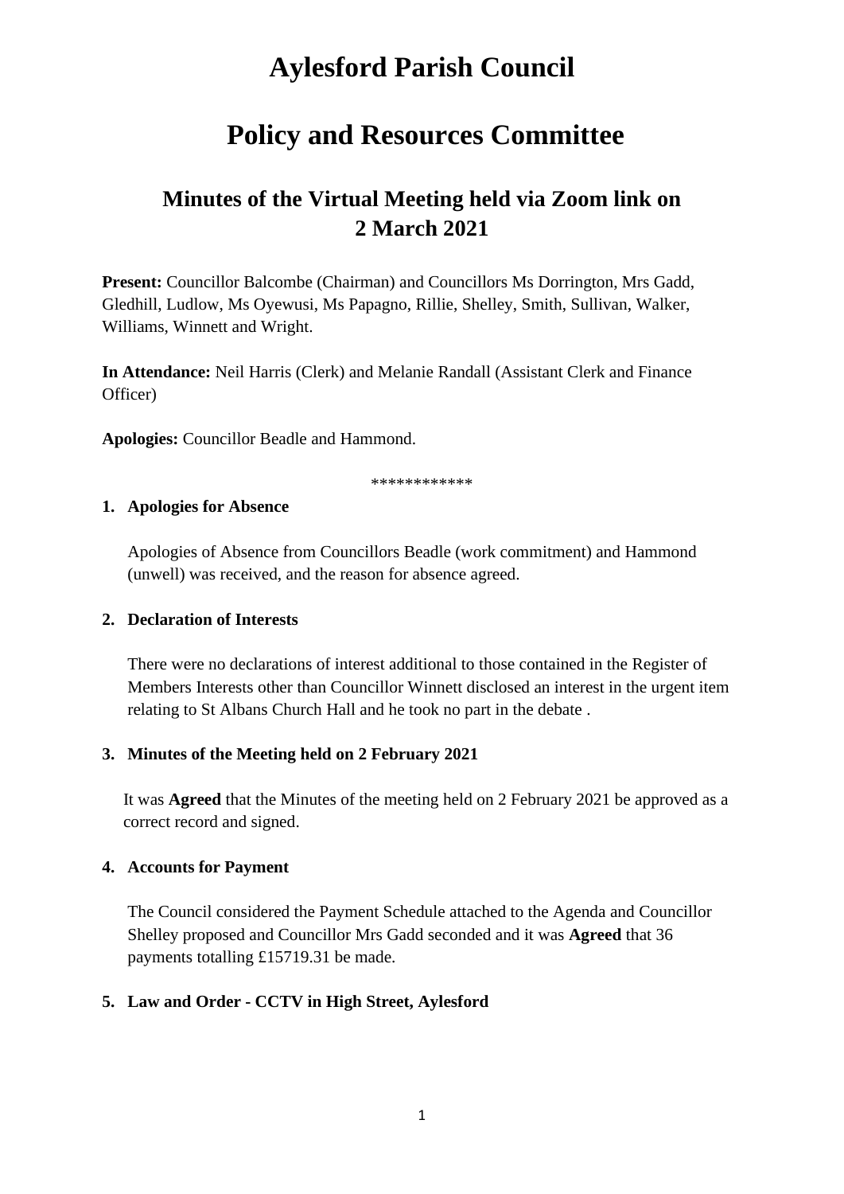# Aylesford Parish Council

# Policy and Resources Committee

## Minutes of the Virtual Meeting held via Zoom link on 2 March 2021

**Present:** Councillor Balcombe (Chairman) and Councillors Ms Dorrington, Mrs Gadd, Gledhill, Ludlow, Ms Oyewusi, Ms Papagno, Rillie, Shelley, Smith, Sullivan, Walker, Williams, Winnett and Wright.

**In Attendance:** Neil Harris (Clerk) and Melanie Randall (Assistant Clerk and Finance Officer)

**Apologies:** Councillor Beadle and Hammond.

************

**1. Apologies for Absence**

Apologies of Absence from Councillors Beadle (work commitment) and Hammond (unwell) was received, and the reason for absence agreed.

**2. Declaration of Interests**

There were no declarations of interest additional to those contained in the Register of Members Interests other than Councillor Winnett disclosed an interest in the urgent item relating to St Albans Church Hall and he took no part in the debate .

**3. Minutes of the Meeting held on 2 February 2021**

It was **Agreed** that the Minutes of the meeting held on 2 February 2021 be approved as a correct record and signed.

**4. Accounts for Payment**

The Council considered the Payment Schedule attached to the Agenda and Councillor Shelley proposed and Councillor Mrs Gadd seconded and it was **Agreed** that 36 payments totalling £15719.31 be made.

**5. Law and Order - CCTV in High Street, Aylesford**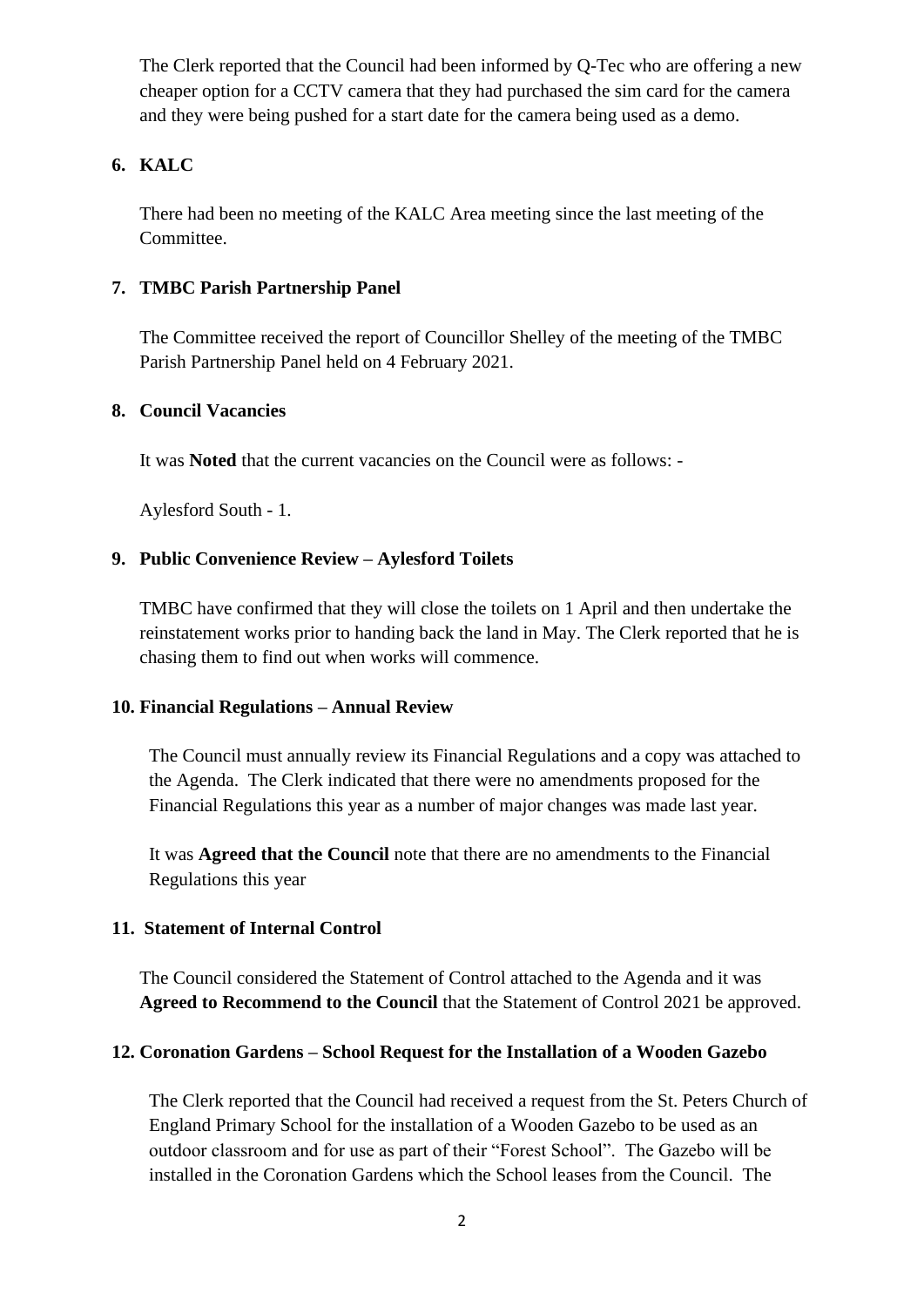The Clerk reported that the Council had been informed by Q-Tec who are offering a new cheaper option for a CCTV camera that they had purchased the sim card for the camera and they were being pushed for a start date for the camera being used as a demo.

**6. KALC**

There had been no meeting of the KALC Area meeting since the last meeting of the Committee.

**7. TMBC Parish Partnership Panel**

The Committee received the report of Councillor Shelley of the meeting of the TMBC Parish Partnership Panel held on 4 February 2021.

**8. Council Vacancies**

It was **Noted** that the current vacancies on the Council were as follows: -

Aylesford South - 1.

**9. Public Convenience Review – Aylesford Toilets**

TMBC have confirmed that they will close the toilets on 1 April and then undertake the reinstatement works prior to handing back the land in May. The Clerk reported that he is chasing them to find out when works will commence.

**10. Financial Regulations – Annual Review**

The Council must annually review its Financial Regulations and a copy was attached to the Agenda. The Clerk indicated that there were no amendments proposed for the Financial Regulations this year as a number of major changes was made last year.

It was **Agreed that the Council** note that there are no amendments to the Financial Regulations this year

**11. Statement of Internal Control**

The Council considered the Statement of Control attached to the Agenda and it was **Agreed to Recommend to the Council** that the Statement of Control 2021 be approved.

**12. Coronation Gardens – School Request for the Installation of a Wooden Gazebo**

The Clerk reported that the Council had received a request from the St. Peters Church of England Primary School for the installation of a Wooden Gazebo to be used as an outdoor classroom and for use as part of their "Forest School". The Gazebo will be installed in the Coronation Gardens which the School leases from the Council. The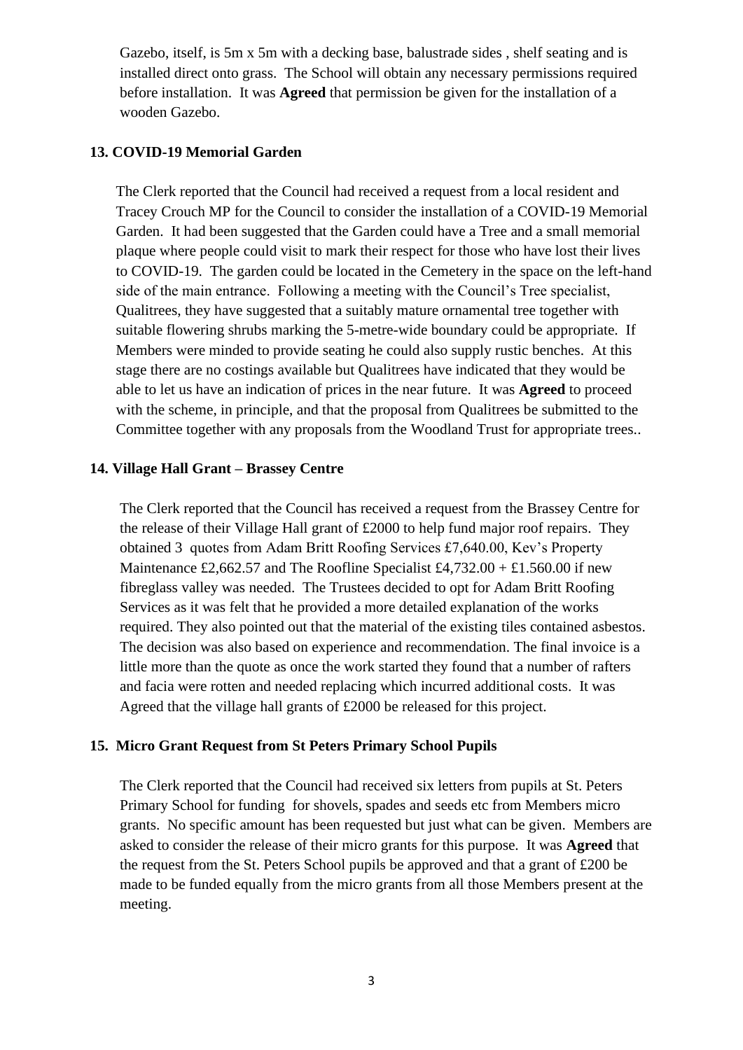Gazebo, itself, is 5m x 5m with a decking base, balustrade sides , shelf seating and is installed direct onto grass. The School will obtain any necessary permissions required before installation. It was **Agreed** that permission be given for the installation of a wooden Gazebo.

### 13. COVID-19 Memorial Garden

The Clerk reported that the Council had received a request from a local resident and Tracey Crouch MP for the Council to consider the installation of a COVID-19 Memorial Garden. It had been suggested that the Garden could have a Tree and a small memorial plaque where people could visit to mark their respect for those who have lost their lives to COVID-19. The garden could be located in the Cemetery in the space on the left-hand side of the main entrance. Following a meeting with the Council's Tree specialist, Qualitrees, they have suggested that a suitably mature ornamental tree together with suitable flowering shrubs marking the 5-metre-wide boundary could be appropriate. If Members were minded to provide seating he could also supply rustic benches. At this stage there are no costings available but Qualitrees have indicated that they would be able to let us have an indication of prices in the near future. It was **Agreed** to proceed with the scheme, in principle, and that the proposal from Qualitrees be submitted to the Committee together with any proposals from the Woodland Trust for appropriate trees..

### 14. Village Hall Grant – Brassey Centre

The Clerk reported that the Council has received a request from the Brassey Centre for the release of their Village Hall grant of £2000 to help fund major roof repairs. They obtained 3 quotes from Adam Britt Roofing Services £7,640.00, Kev's Property Maintenance £2,662.57 and The Roofline Specialist £4,732.00 + £1.560.00 if new fibreglass valley was needed. The Trustees decided to opt for Adam Britt Roofing Services as it was felt that he provided a more detailed explanation of the works required. They also pointed out that the material of the existing tiles contained asbestos. The decision was also based on experience and recommendation. The final invoice is a little more than the quote as once the work started they found that a number of rafters and facia were rotten and needed replacing which incurred additional costs. It was Agreed that the village hall grants of £2000 be released for this project.

### 15. Micro Grant Request from St Peters Primary School Pupils

The Clerk reported that the Council had received six letters from pupils at St. Peters Primary School for funding for shovels, spades and seeds etc from Members micro grants. No specific amount has been requested but just what can be given. Members are asked to consider the release of their micro grants for this purpose. It was **Agreed** that the request from the St. Peters School pupils be approved and that a grant of £200 be made to be funded equally from the micro grants from all those Members present at the meeting.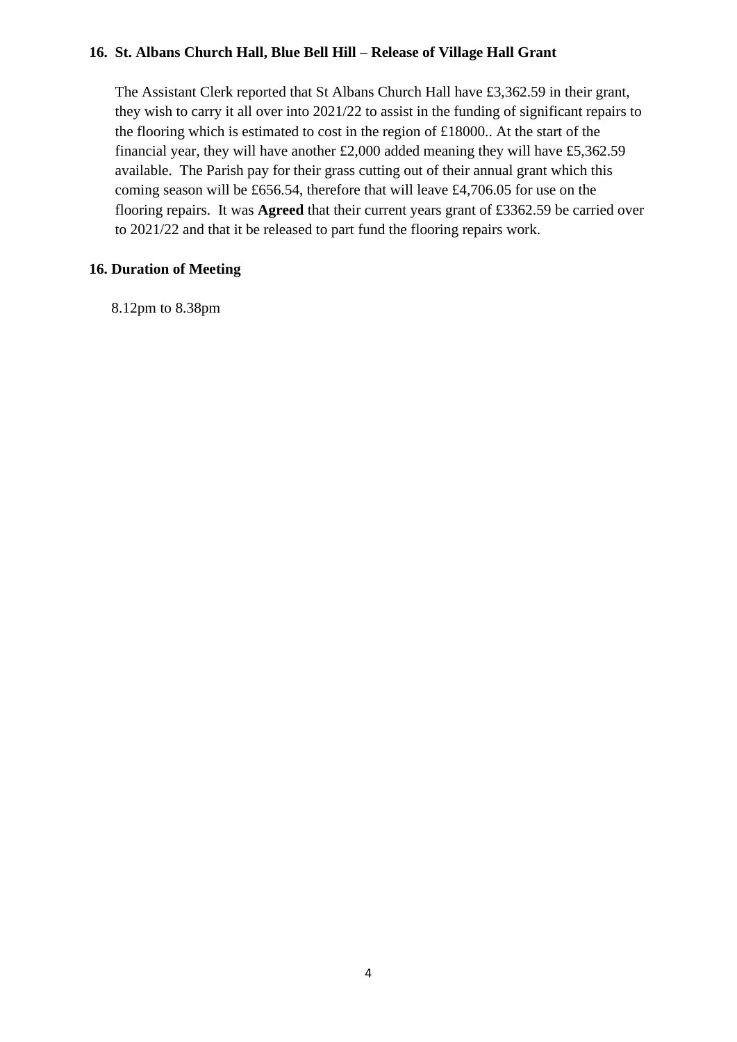**16. St. Albans Church Hall, Blue Bell Hill – Release of Village Hall Grant**

The Assistant Clerk reported that St Albans Church Hall have £3,362.59 in their grant, they wish to carry it all over into 2021/22 to assist in the funding of significant repairs to the flooring which is estimated to cost in the region of £18000.. At the start of the financial year, they will have another £2,000 added meaning they will have £5,362.59 available. The Parish pay for their grass cutting out of their annual grant which this coming season will be £656.54, therefore that will leave £4,706.05 for use on the flooring repairs. It was **Agreed** that their current years grant of £3362.59 be carried over to 2021/22 and that it be released to part fund the flooring repairs work.

**16. Duration of Meeting**

8.12pm to 8.38pm